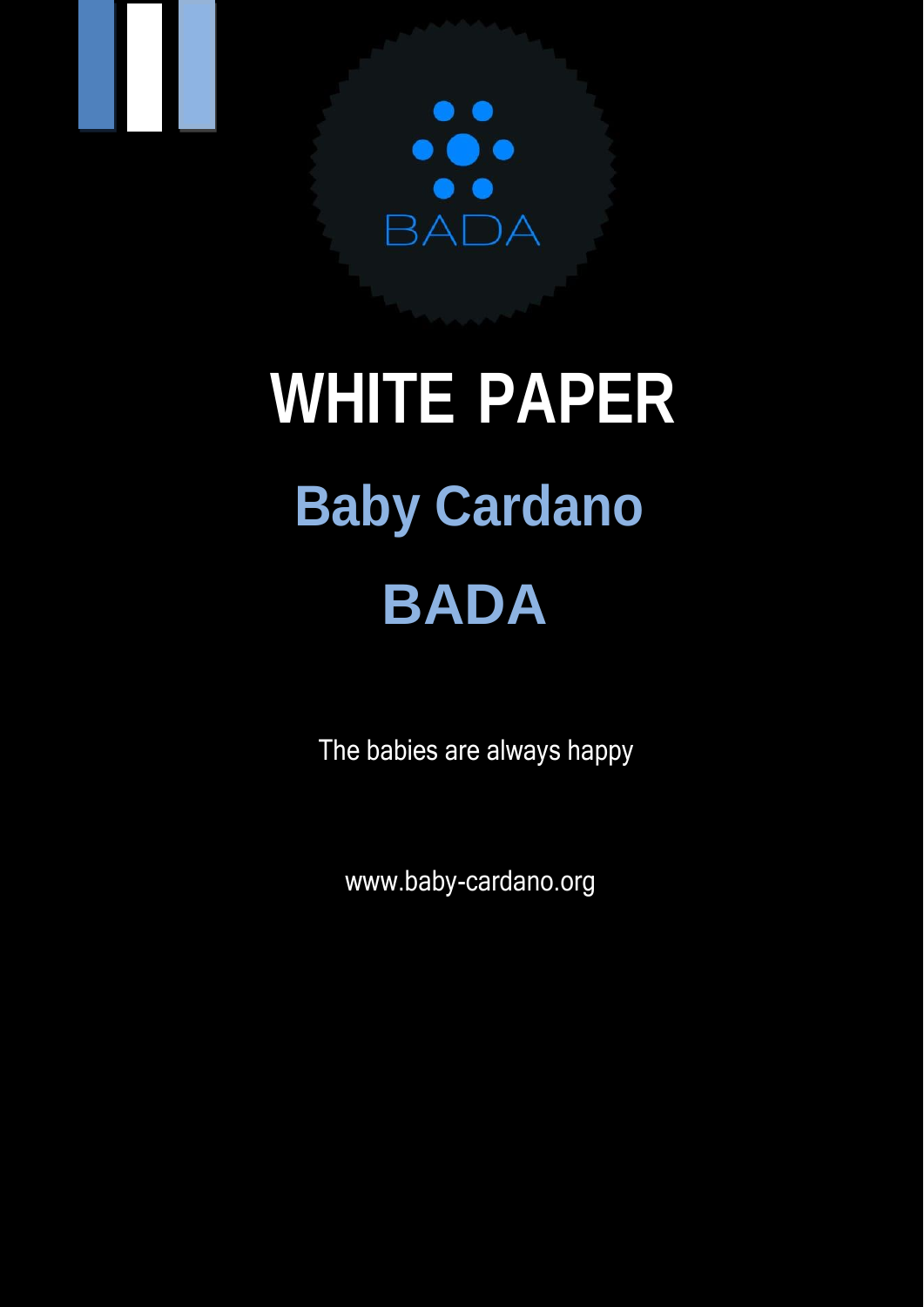# WHITE PAPER

## Baby Cardano

## BADA

The babies are always happy

www.baby-cardano.org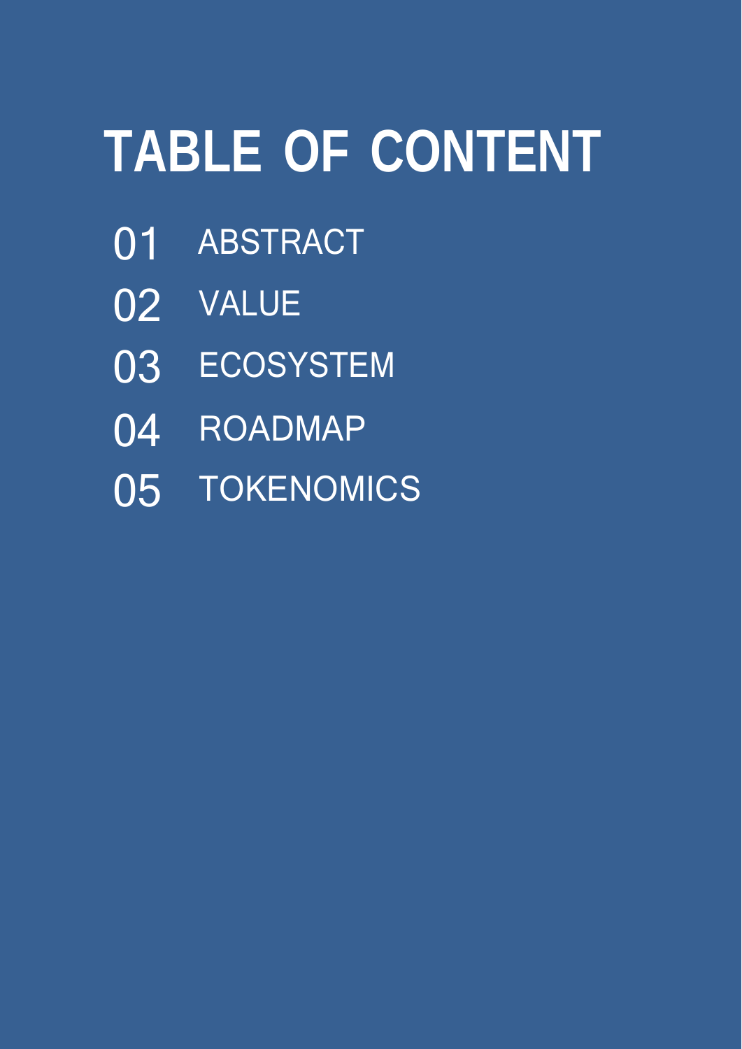# TABLE OF CONTENT

01 ABSTRACT

02 VALUE

03 ECOSYSTEM

04 ROADMAP

05 TOKENOMICS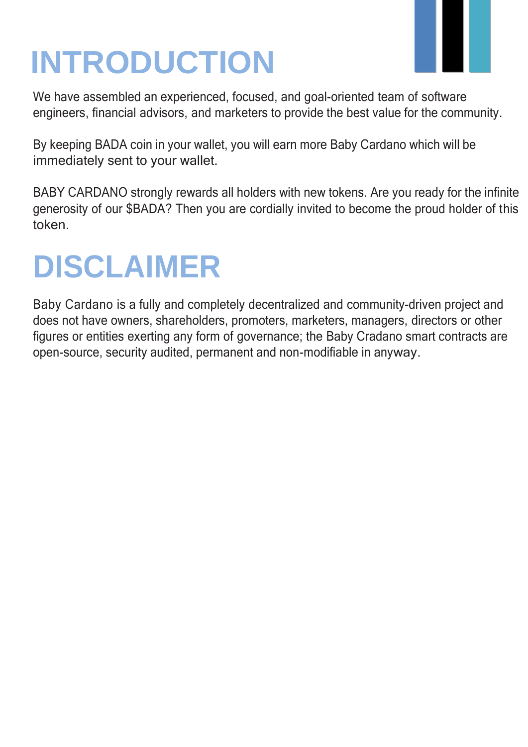# INTRODUCTION

We have assembled an experienced, focused, and goal-oriented team of software engineers, financial advisors, and marketers to provide the best value for the community.

By keeping BADA coin in your wallet, you will earn more Baby Cardano which will be immediately sent to your wallet.

BABY CARDANO strongly rewards all holders with new tokens. Are you ready for the infinite generosity of our $BADA? Then you are cordially invited to become the proud holder of this token.

# DISCLAIMER

Baby Cardano is a fully and completely decentralized and community-driven project and does not have owners, shareholders, promoters, marketers, managers, directors or other figures or entities exerting any form of governance; the Baby Cradano smart contracts are open-source, security audited, permanent and non-modifiable in anyway.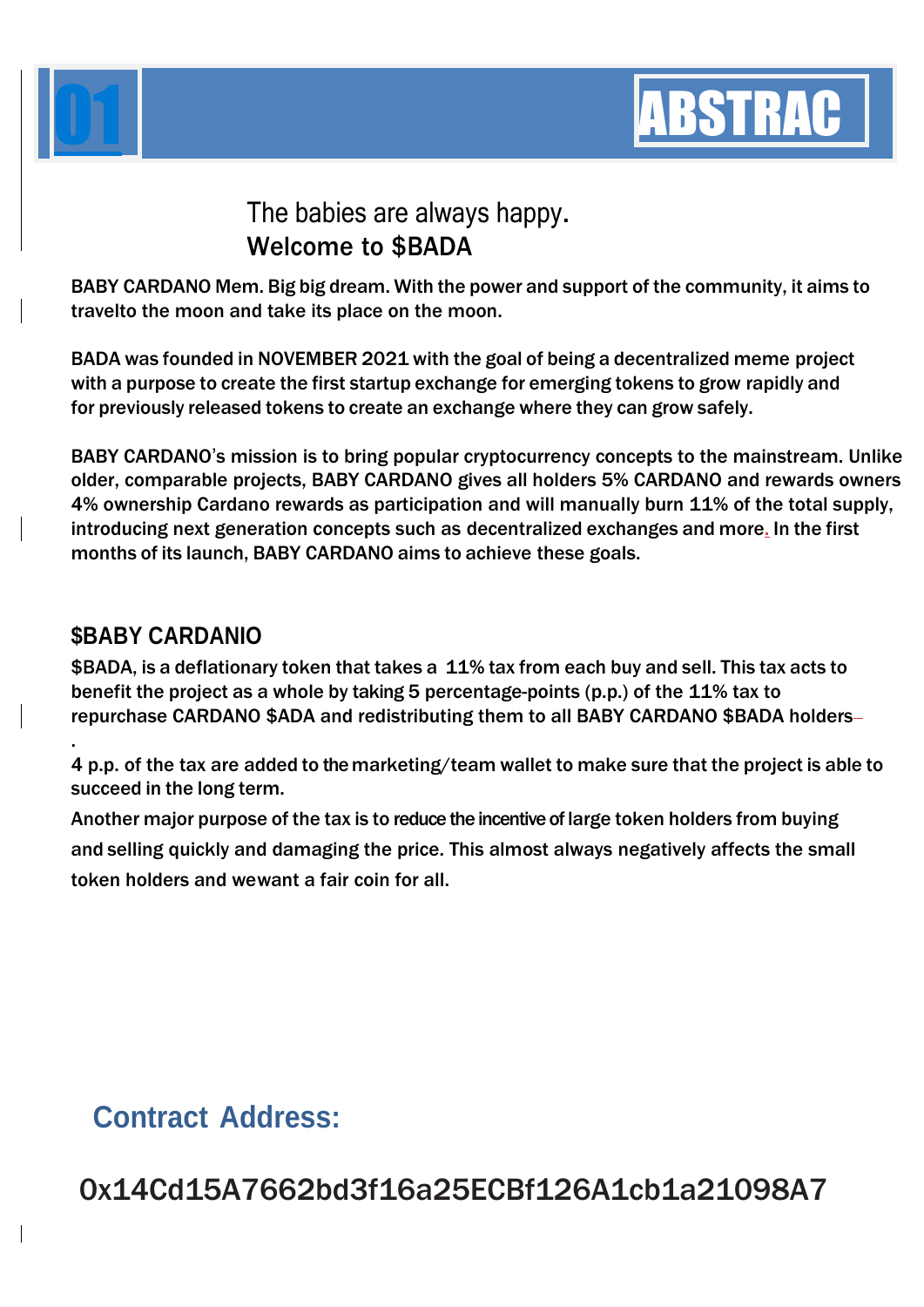# 01 ABSTRAC

## The babies are always happy.
## Welcome to $BADA

BABY CARDANO Mem. Big big dream. With the power and support of the community, it aims to travelto the moon and take its place on the moon.

BADA was founded in NOVEMBER 2021 with the goal of being a decentralized meme project with a purpose to create the first startup exchange for emerging tokens to grow rapidly and for previously released tokens to create an exchange where they can grow safely.

BABY CARDANO's mission is to bring popular cryptocurrency concepts to the mainstream. Unlike older, comparable projects, BABY CARDANO gives all holders 5% CARDANO and rewards owners 4% ownership Cardano rewards as participation and will manually burn 11% of the total supply, introducing next generation concepts such as decentralized exchanges and more. In the first months of its launch, BABY CARDANO aims to achieve these goals.

## $BABY CARDANIO

$BADA, is a deflationary token that takes a 11% tax from each buy and sell. This tax acts to benefit the project as a whole by taking 5 percentage-points (p.p.) of the 11% tax to repurchase CARDANO $ADA and redistributing them to all BABY CARDANO $BADA holders.

4 p.p. of the tax are added to the marketing/team wallet to make sure that the project is able to succeed in the long term.

Another major purpose of the tax is to reduce the incentive of large token holders from buying and selling quickly and damaging the price. This almost always negatively affects the small token holders and wewant a fair coin for all.

## Contract Address:

0x14Cd15A7662bd3f16a25ECBf126A1cb1a21098A7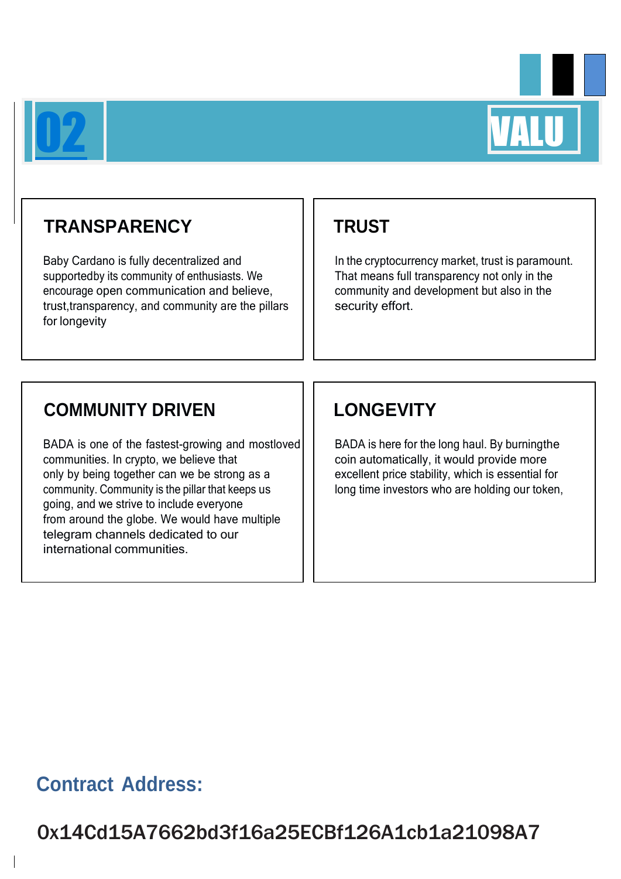# 02 VALU

## TRANSPARENCY

Baby Cardano is fully decentralized and supportedby its community of enthusiasts. We encourage open communication and believe, trust,transparency, and community are the pillars for longevity

## TRUST

In the cryptocurrency market, trust is paramount. That means full transparency not only in the community and development but also in the security effort.

## COMMUNITY DRIVEN

BADA is one of the fastest-growing and mostloved communities. In crypto, we believe that only by being together can we be strong as a community. Community is the pillar that keeps us going, and we strive to include everyone from around the globe. We would have multiple telegram channels dedicated to our international communities.

## LONGEVITY

BADA is here for the long haul. By burningthe coin automatically, it would provide more excellent price stability, which is essential for long time investors who are holding our token,

## Contract Address:

0x14Cd15A7662bd3f16a25ECBf126A1cb1a21098A7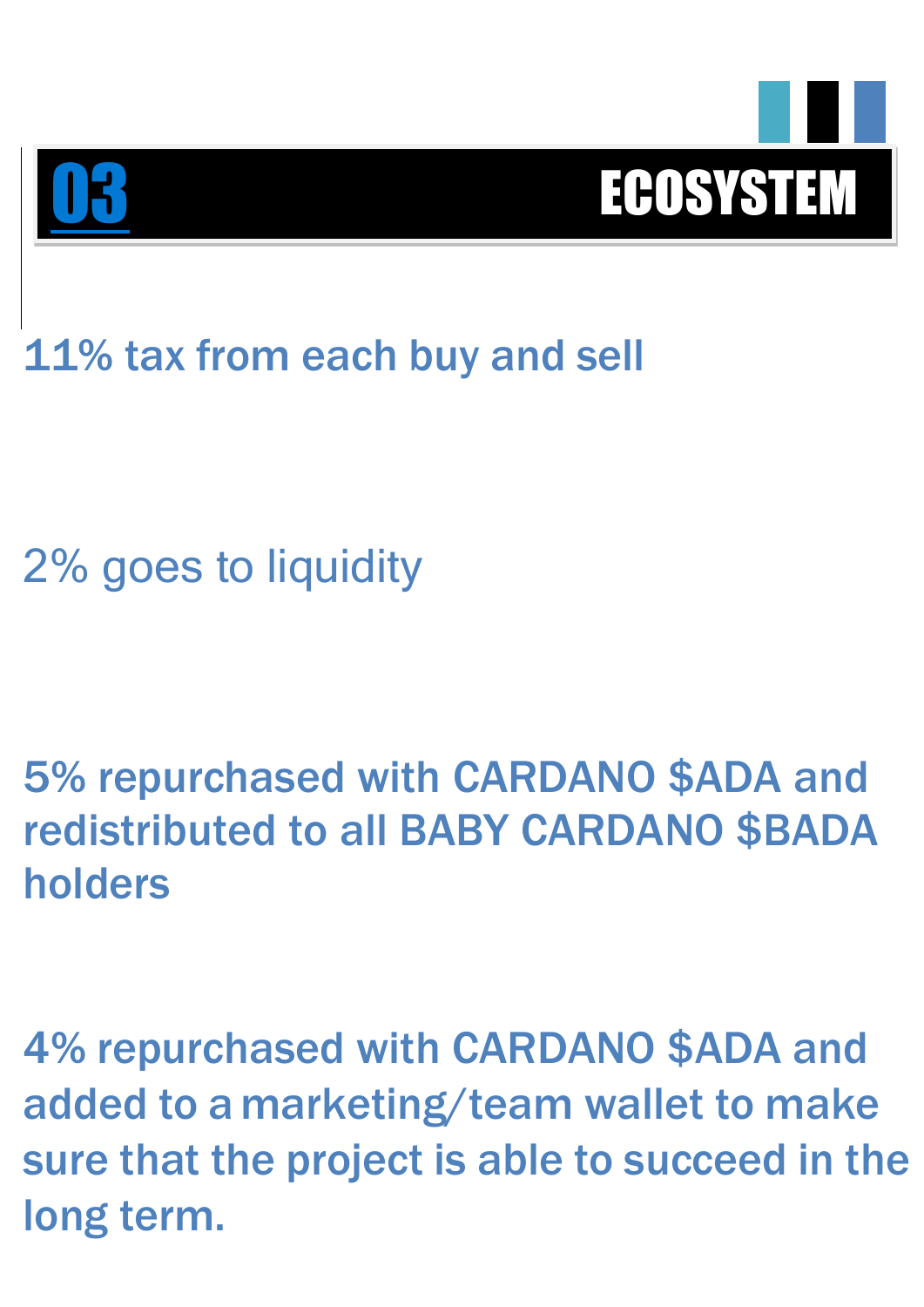# 03 ECOSYSTEM

**11% tax from each buy and sell**

2% goes to liquidity

**5% repurchased with CARDANO $ADA and redistributed to all BABY CARDANO $BADA holders**

**4% repurchased with CARDANO $ADA and added to a marketing/team wallet to make sure that the project is able to succeed in the long term.**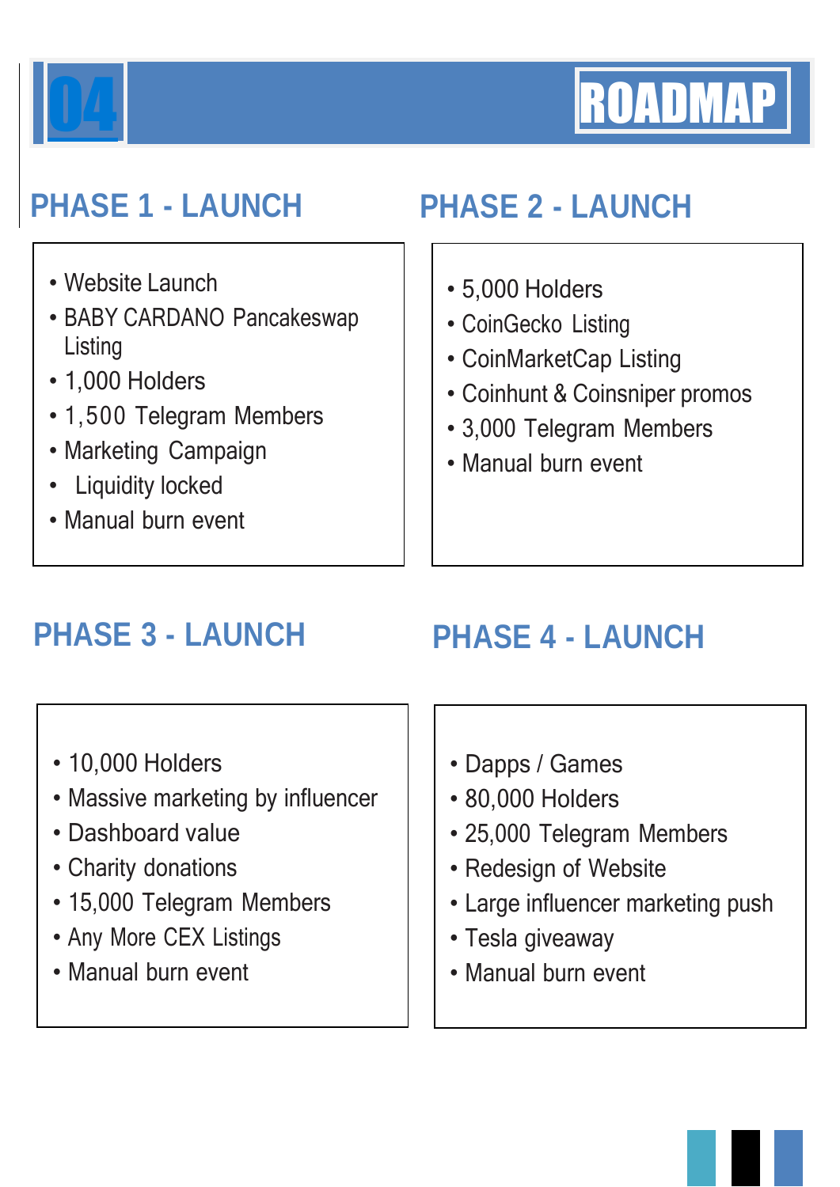# 04 ROADMAP

## PHASE 1 - LAUNCH

- Website Launch
- BABY CARDANO Pancakeswap Listing
- 1,000 Holders
- 1,500 Telegram Members
- Marketing Campaign
- Liquidity locked
- Manual burn event

## PHASE 2 - LAUNCH

- 5,000 Holders
- CoinGecko Listing
- CoinMarketCap Listing
- Coinhunt & Coinsniper promos
- 3,000 Telegram Members
- Manual burn event

## PHASE 3 - LAUNCH

- 10,000 Holders
- Massive marketing by influencer
- Dashboard value
- Charity donations
- 15,000 Telegram Members
- Any More CEX Listings
- Manual burn event

## PHASE 4 - LAUNCH

- Dapps / Games
- 80,000 Holders
- 25,000 Telegram Members
- Redesign of Website
- Large influencer marketing push
- Tesla giveaway
- Manual burn event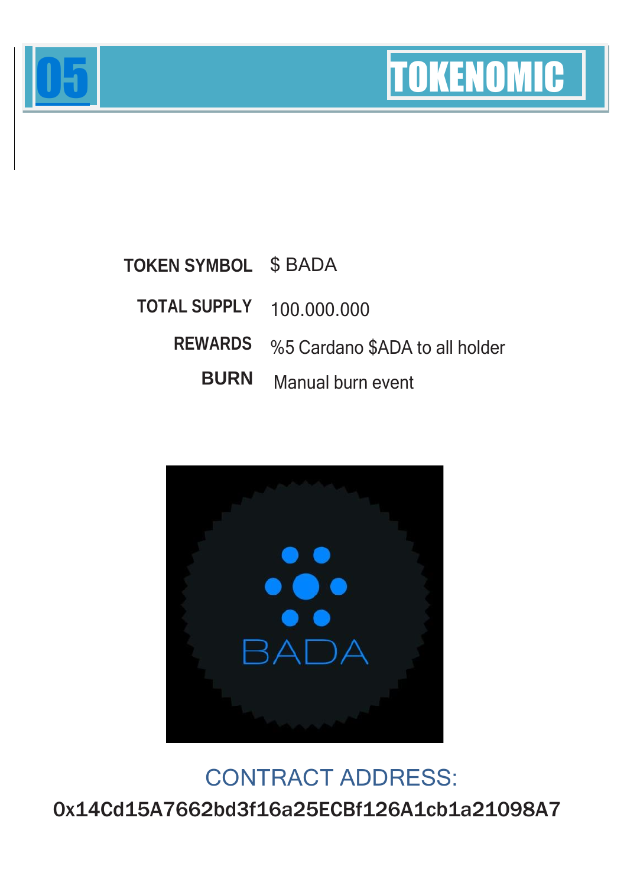# 05 TOKENOMIC

| | |
|---|---|
| **TOKEN SYMBOL** | $ BADA |
| **TOTAL SUPPLY** | 100.000.000 |
| **REWARDS** | %5 Cardano $ADA to all holder |
| **BURN** | Manual burn event |

CONTRACT ADDRESS:

0x14Cd15A7662bd3f16a25ECBf126A1cb1a21098A7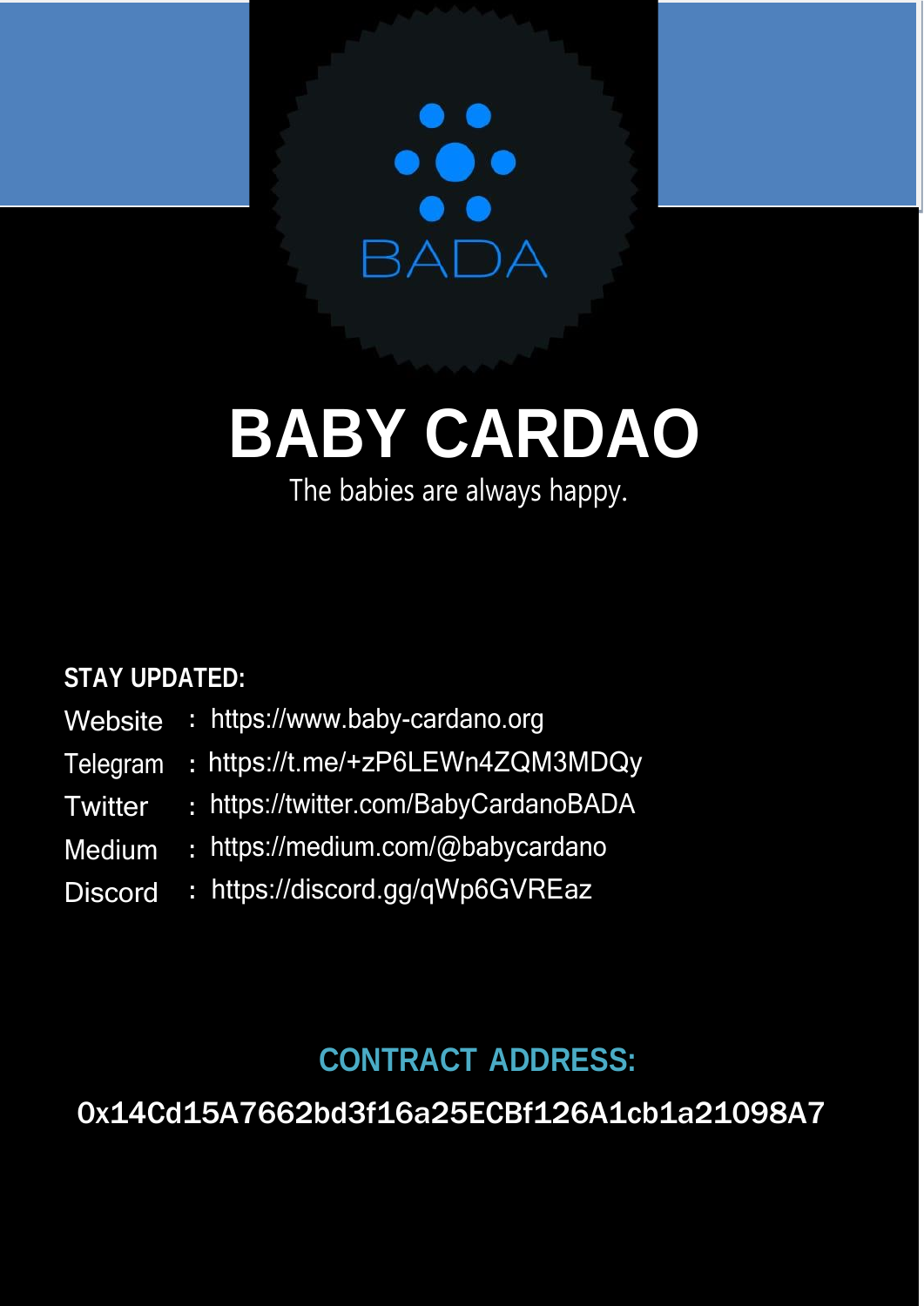BADA

# BABY CARDAO

The babies are always happy.

**STAY UPDATED:**

| | | |
|---|---|---|
| Website | : | https://www.baby-cardano.org |
| Telegram | : | https://t.me/+zP6LEWn4ZQM3MDQy |
| Twitter | : | https://twitter.com/BabyCardanoBADA |
| Medium | : | https://medium.com/@babycardano |
| Discord | : | https://discord.gg/qWp6GVREaz |

**CONTRACT ADDRESS:**

0x14Cd15A7662bd3f16a25ECBf126A1cb1a21098A7